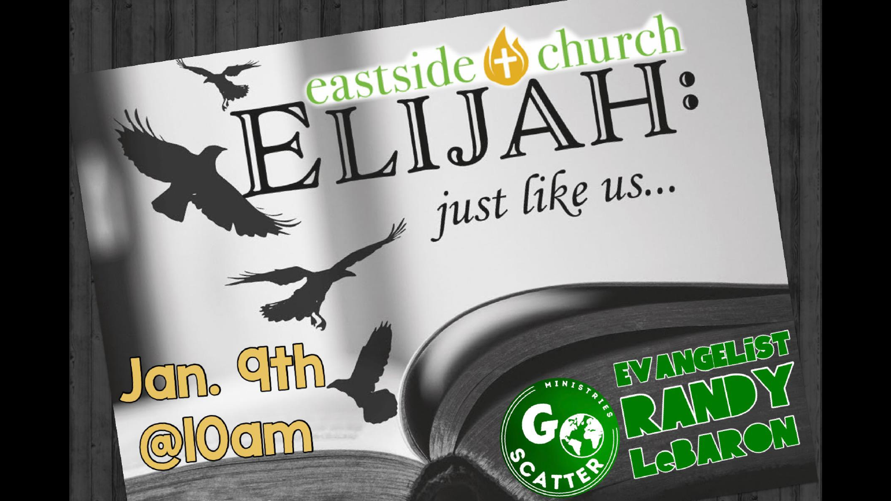eastside church

# ELIJAH:

*just like us...*

Jan. 9th @10am

GO SCATTER MINISTRIES

EVANGELIST RANDY LeBARON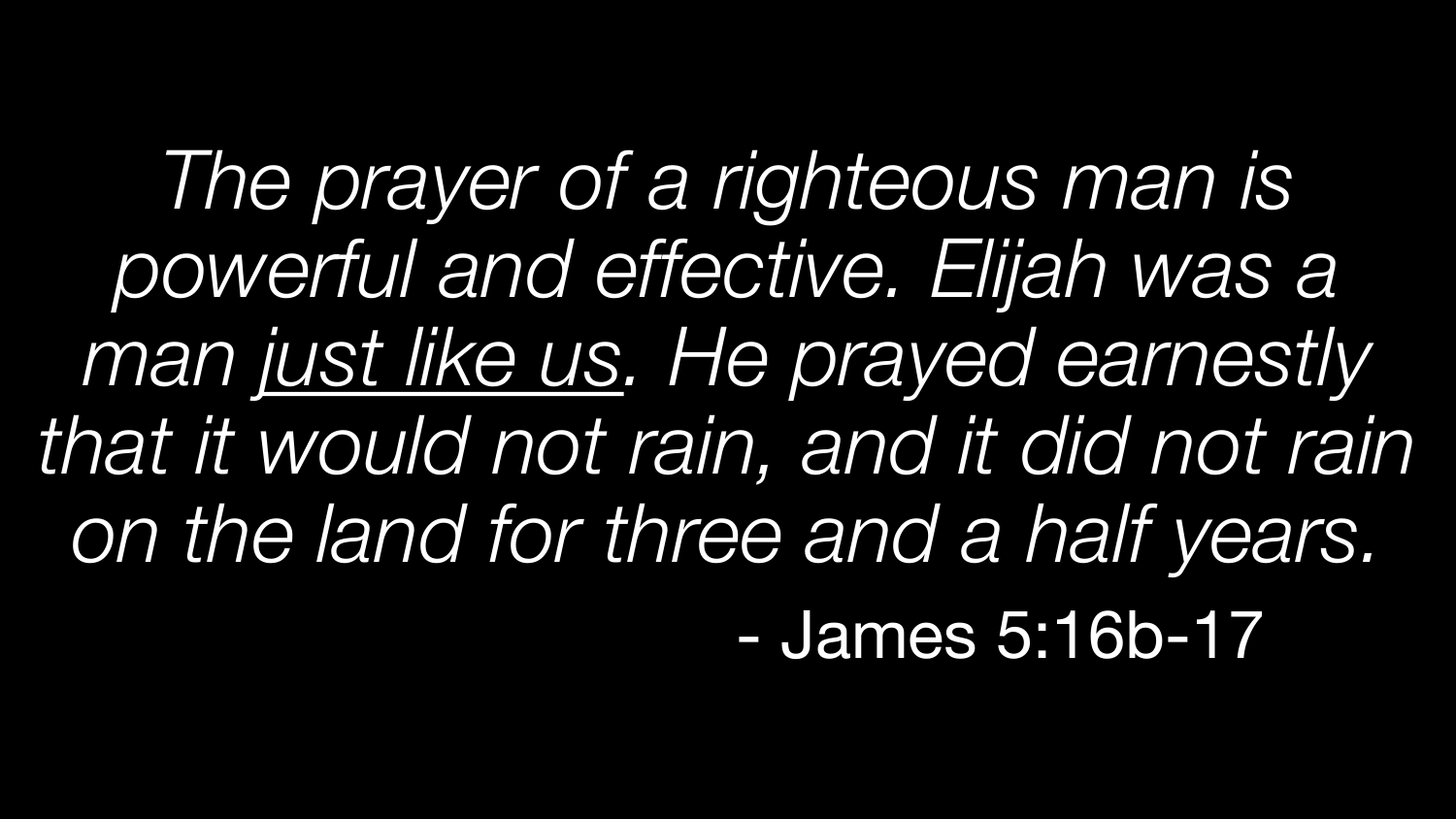*The prayer of a righteous man is powerful and effective. Elijah was a man <u>just like us</u>. He prayed earnestly that it would not rain, and it did not rain on the land for three and a half years.*

- James 5:16b-17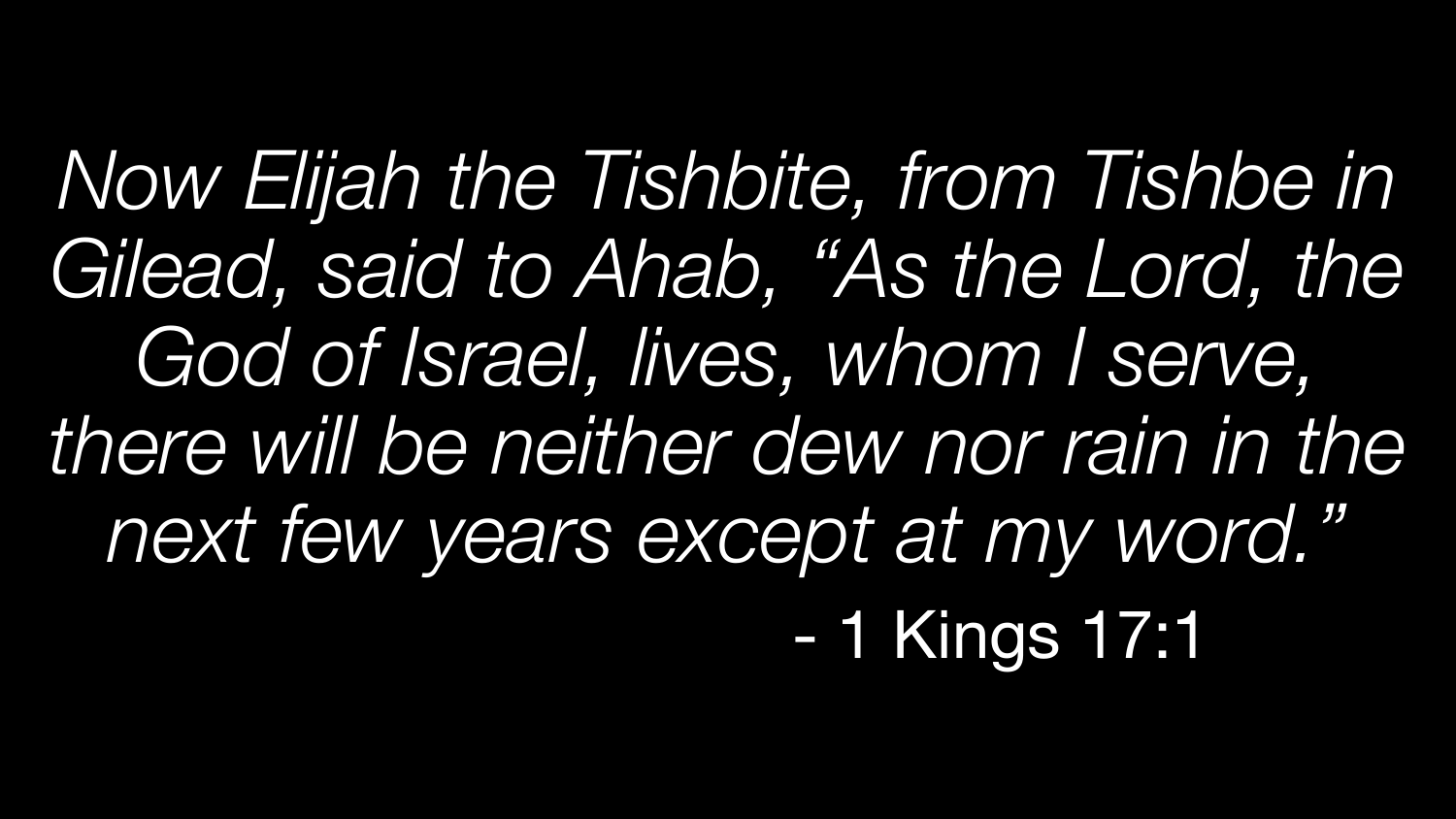*Now Elijah the Tishbite, from Tishbe in Gilead, said to Ahab, "As the Lord, the God of Israel, lives, whom I serve, there will be neither dew nor rain in the next few years except at my word."*

- 1 Kings 17:1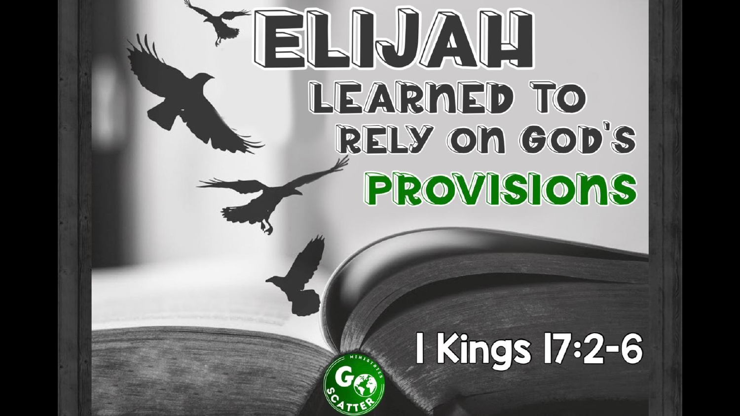# ELIJAH

## LEARNED TO RELY ON GOD'S PROVISIONS

1 Kings 17:2-6

GO SCATTER MINISTRIES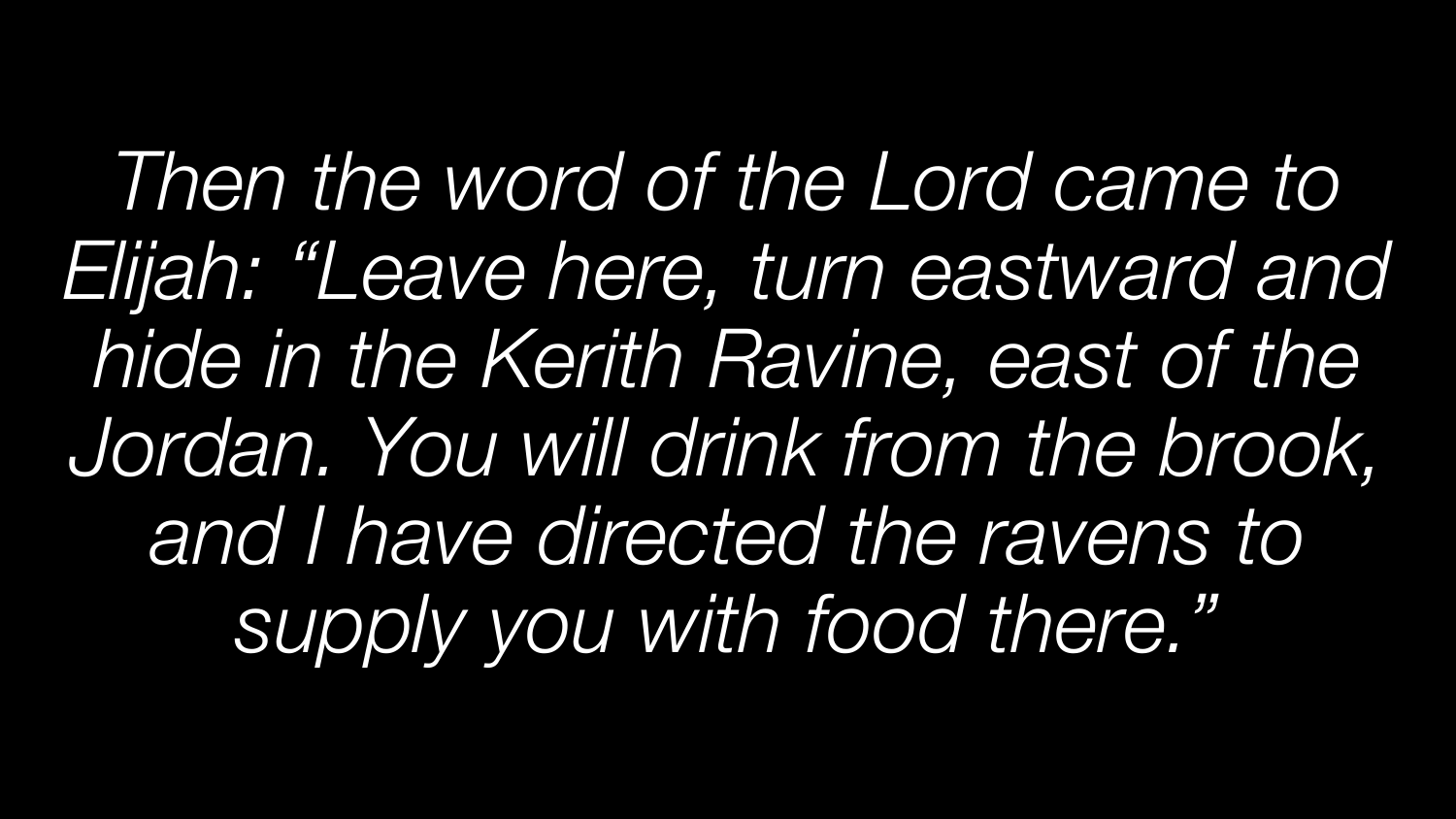*Then the word of the Lord came to Elijah: "Leave here, turn eastward and hide in the Kerith Ravine, east of the Jordan. You will drink from the brook, and I have directed the ravens to supply you with food there."*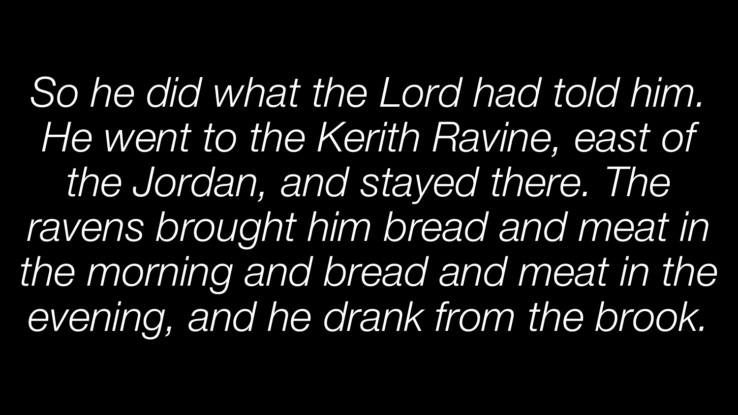*So he did what the Lord had told him. He went to the Kerith Ravine, east of the Jordan, and stayed there. The ravens brought him bread and meat in the morning and bread and meat in the evening, and he drank from the brook.*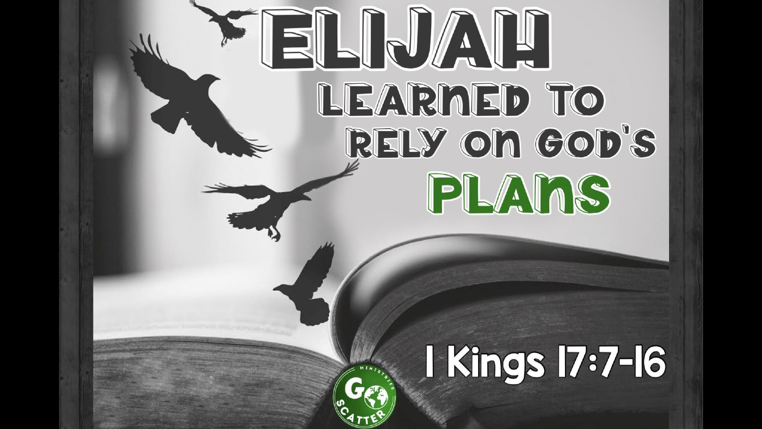# ELIJAH

## LEARNED TO RELY ON GOD'S PLANS

I Kings 17:7-16

GO MINISTRIES SCATTER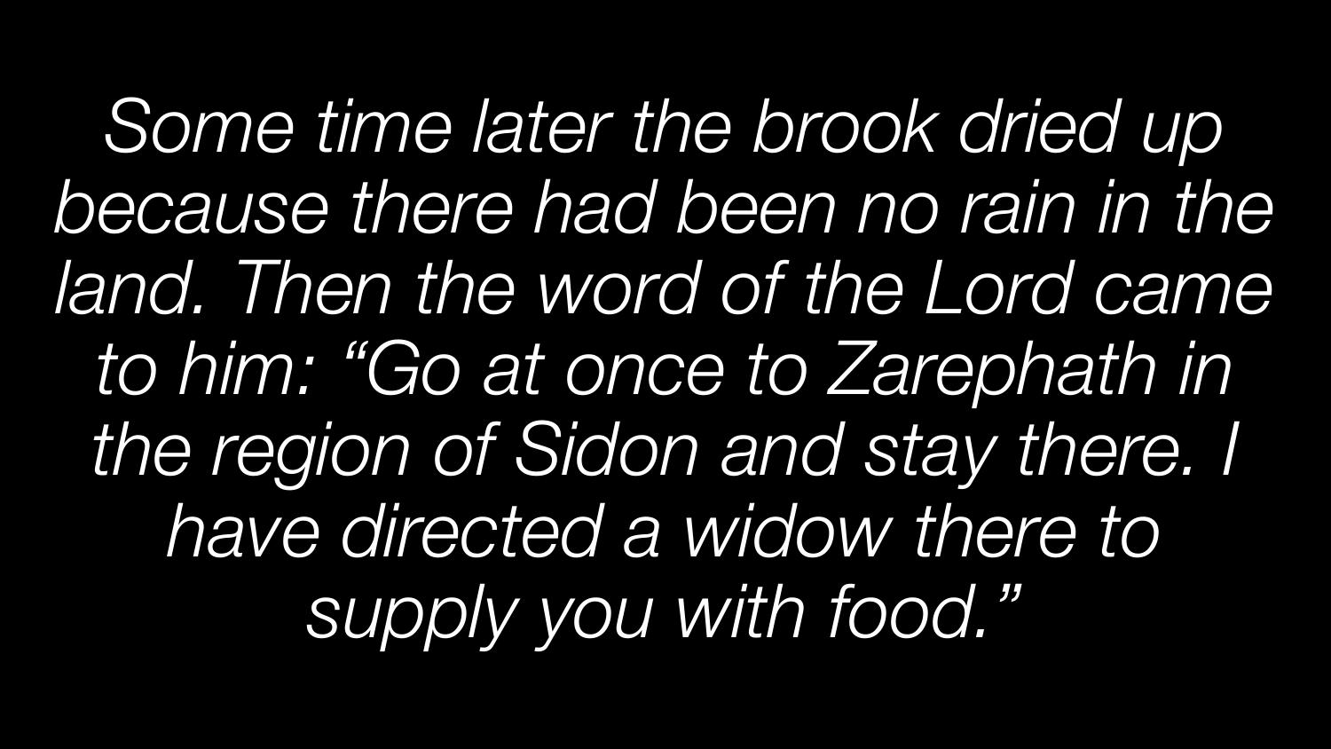*Some time later the brook dried up because there had been no rain in the land. Then the word of the Lord came to him: "Go at once to Zarephath in the region of Sidon and stay there. I have directed a widow there to supply you with food."*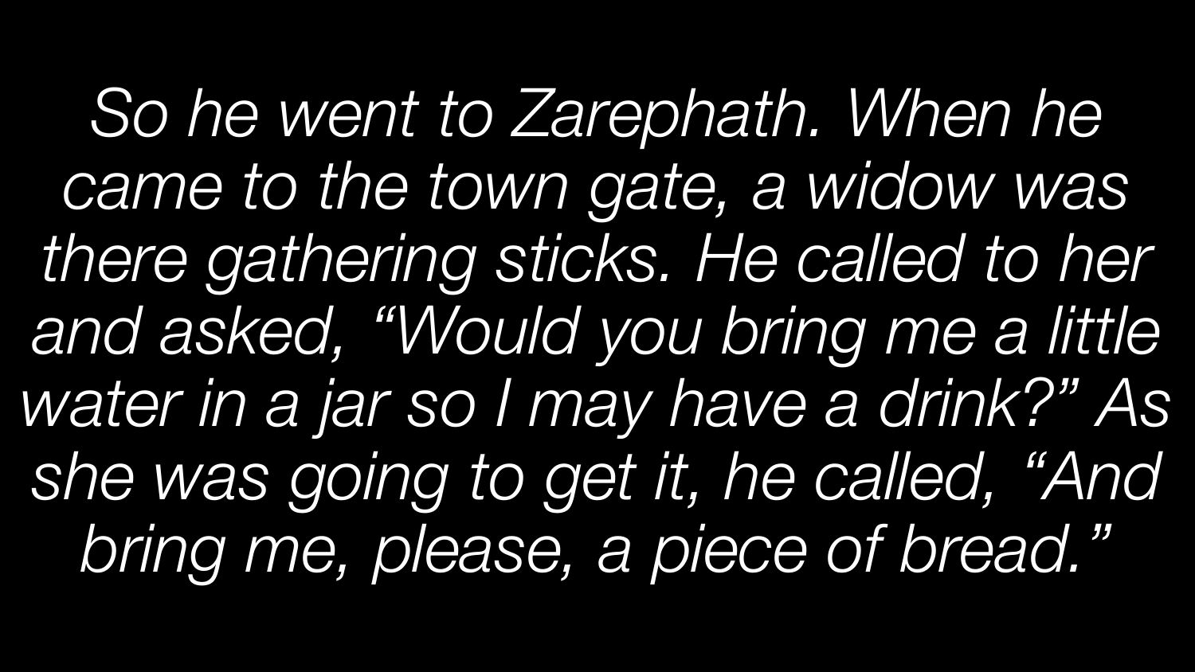*So he went to Zarephath. When he came to the town gate, a widow was there gathering sticks. He called to her and asked, “Would you bring me a little water in a jar so I may have a drink?” As she was going to get it, he called, “And bring me, please, a piece of bread.”*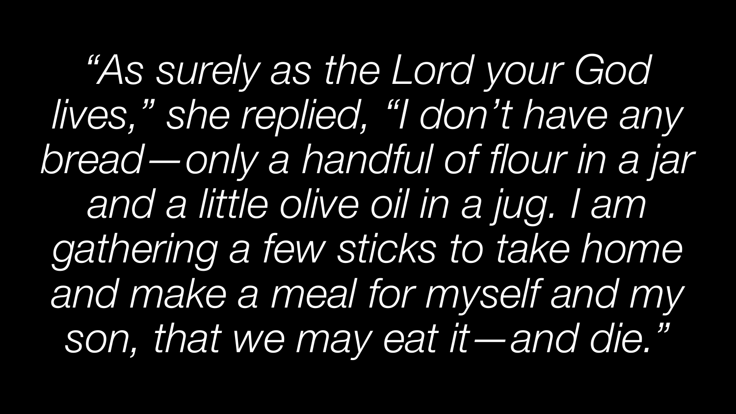*"As surely as the Lord your God lives," she replied, "I don't have any bread—only a handful of flour in a jar and a little olive oil in a jug. I am gathering a few sticks to take home and make a meal for myself and my son, that we may eat it—and die."*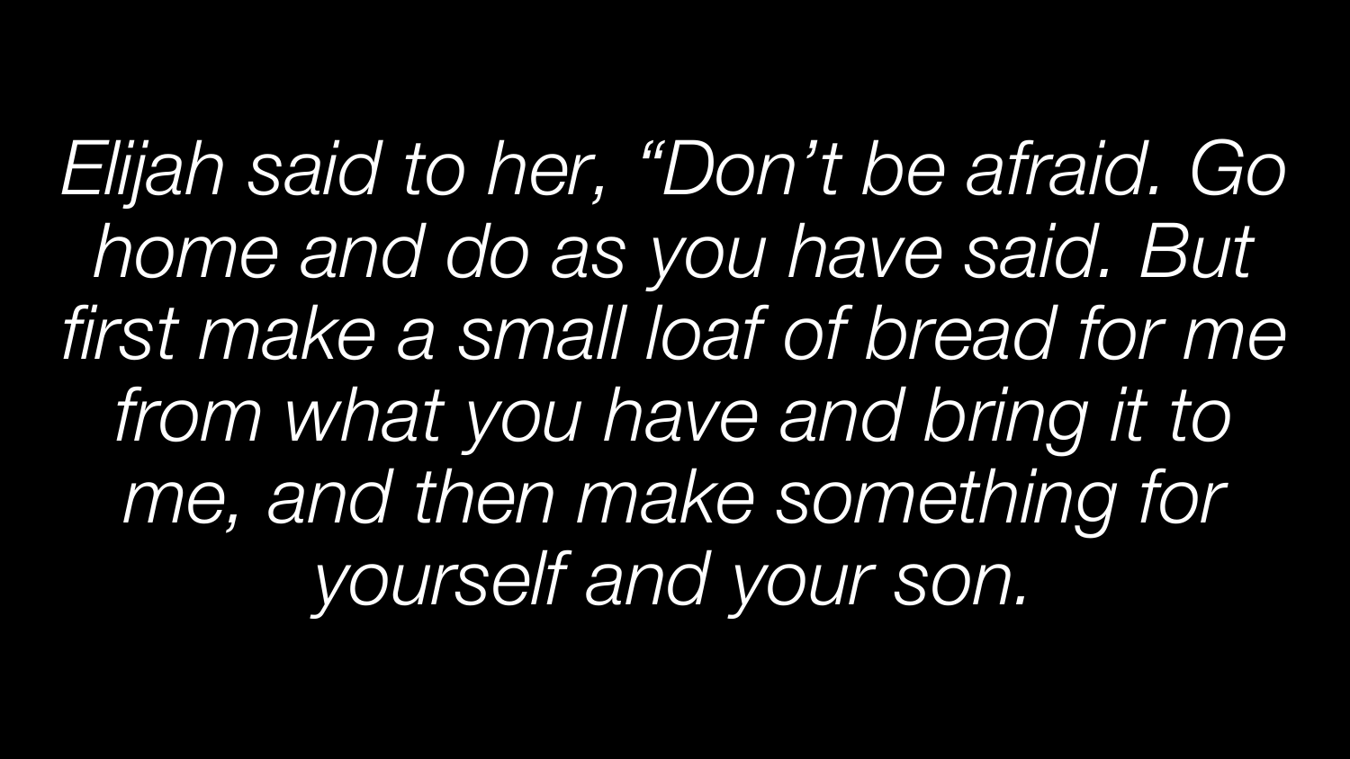*Elijah said to her, “Don’t be afraid. Go home and do as you have said. But first make a small loaf of bread for me from what you have and bring it to me, and then make something for yourself and your son.*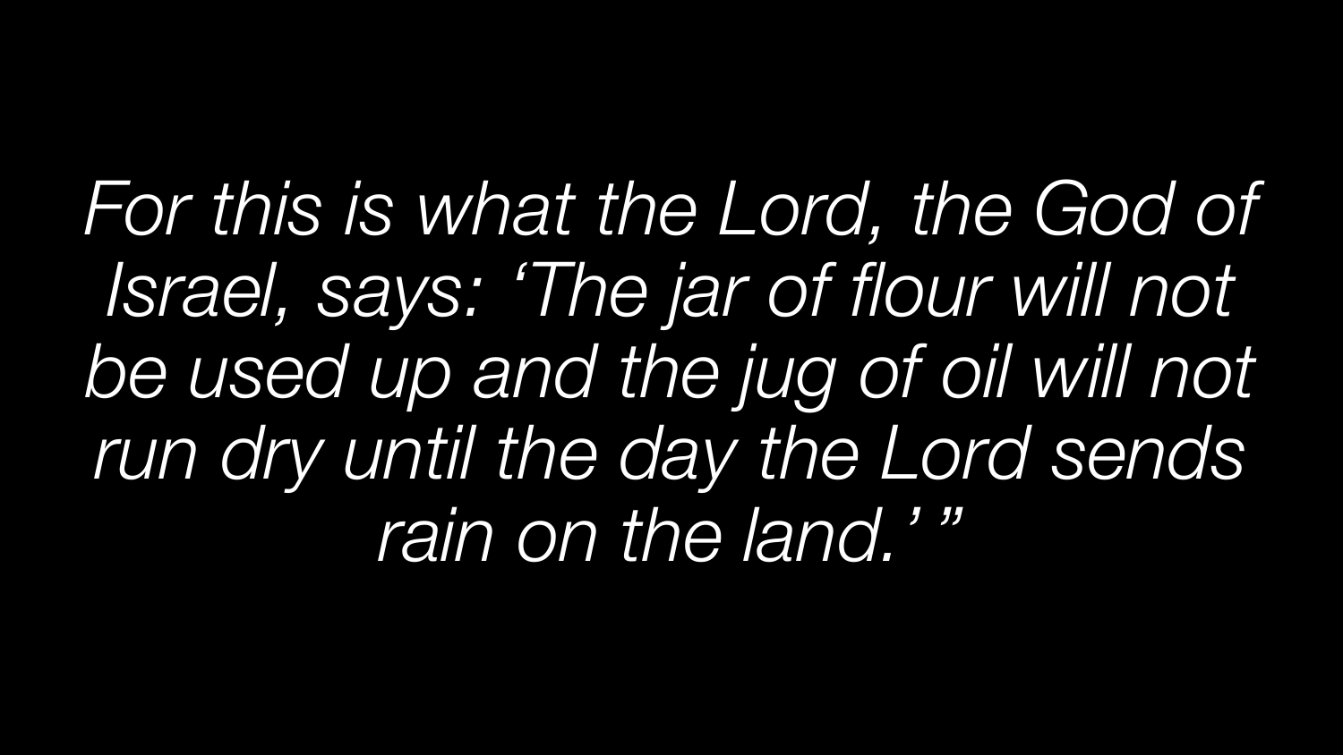*For this is what the Lord, the God of Israel, says: 'The jar of flour will not be used up and the jug of oil will not run dry until the day the Lord sends rain on the land.' "*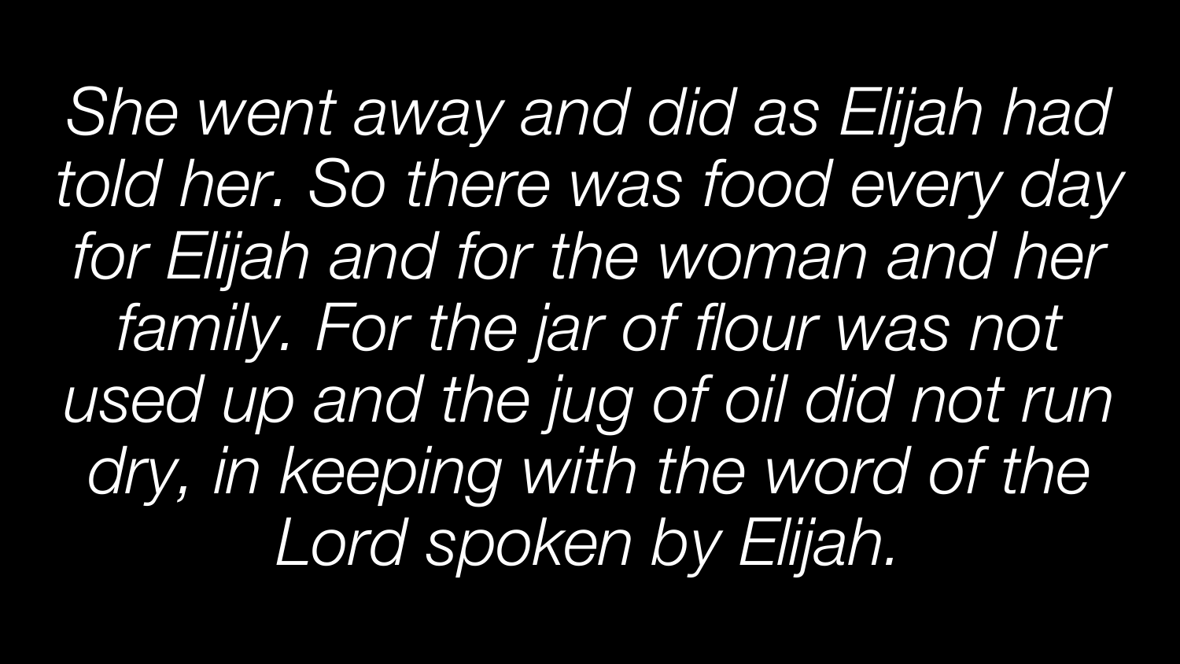*She went away and did as Elijah had told her. So there was food every day for Elijah and for the woman and her family. For the jar of flour was not used up and the jug of oil did not run dry, in keeping with the word of the Lord spoken by Elijah.*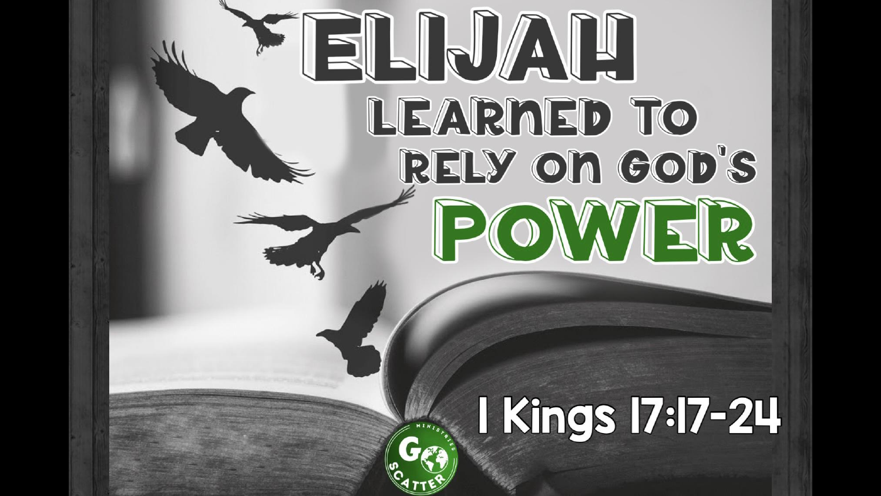# ELIJAH

## LEARNED TO RELY ON GOD'S POWER

I Kings 17:17-24

GO SCATTER MINISTRIES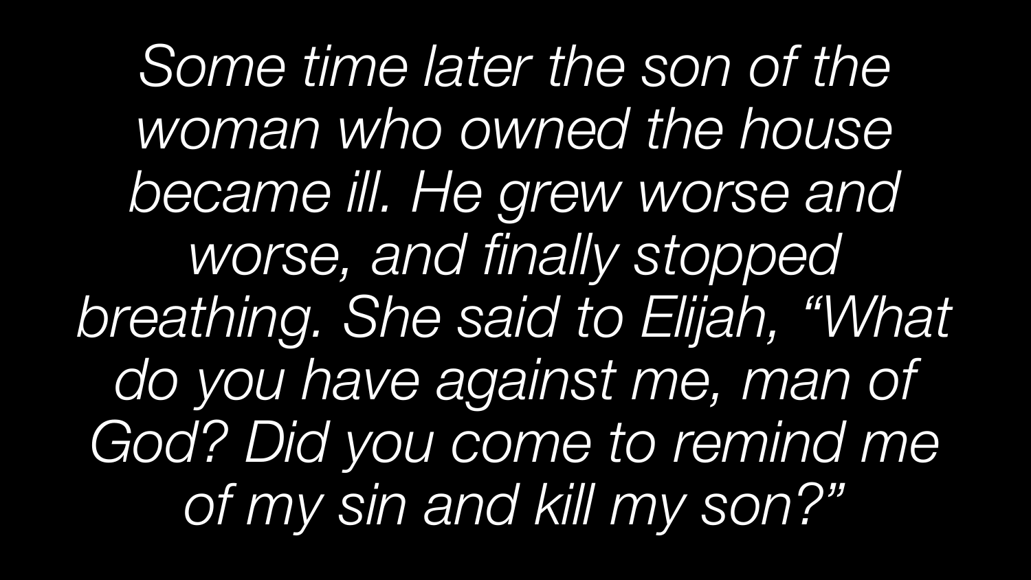*Some time later the son of the woman who owned the house became ill. He grew worse and worse, and finally stopped breathing. She said to Elijah, “What do you have against me, man of God? Did you come to remind me of my sin and kill my son?”*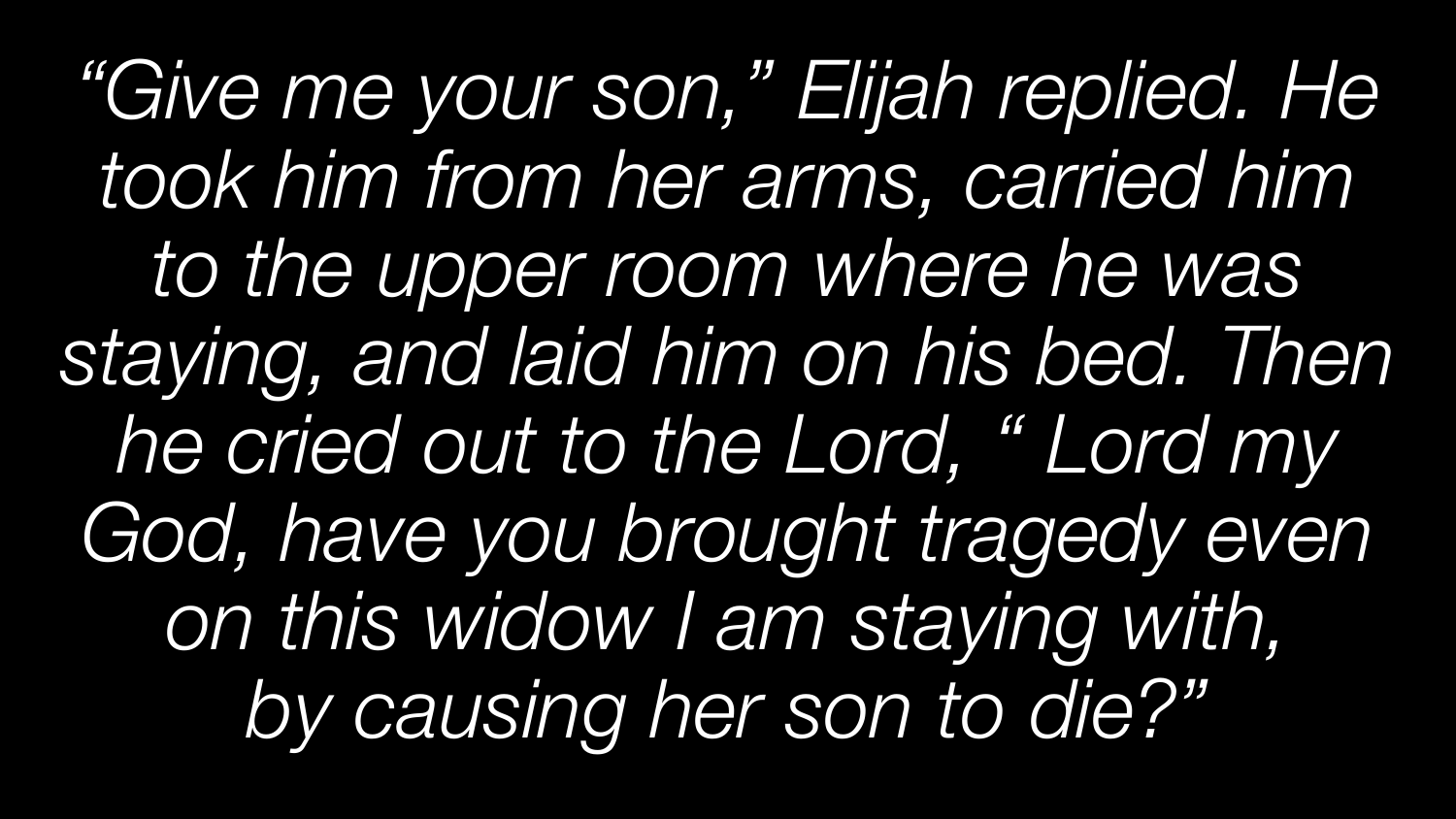*“Give me your son,” Elijah replied. He took him from her arms, carried him to the upper room where he was staying, and laid him on his bed. Then he cried out to the Lord, “ Lord my God, have you brought tragedy even on this widow I am staying with, by causing her son to die?”*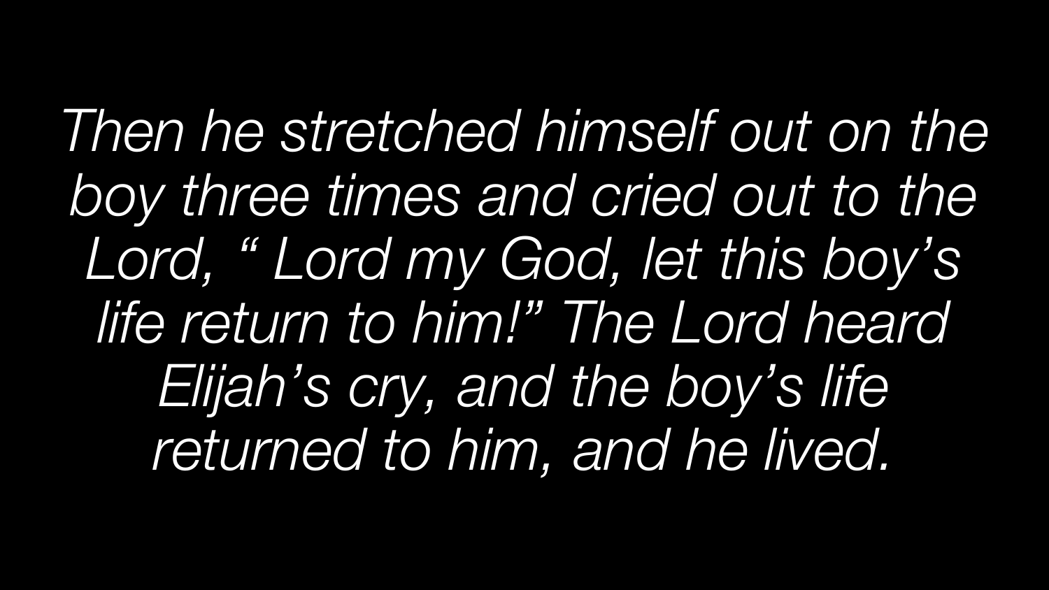*Then he stretched himself out on the boy three times and cried out to the Lord, " Lord my God, let this boy's life return to him!" The Lord heard Elijah's cry, and the boy's life returned to him, and he lived.*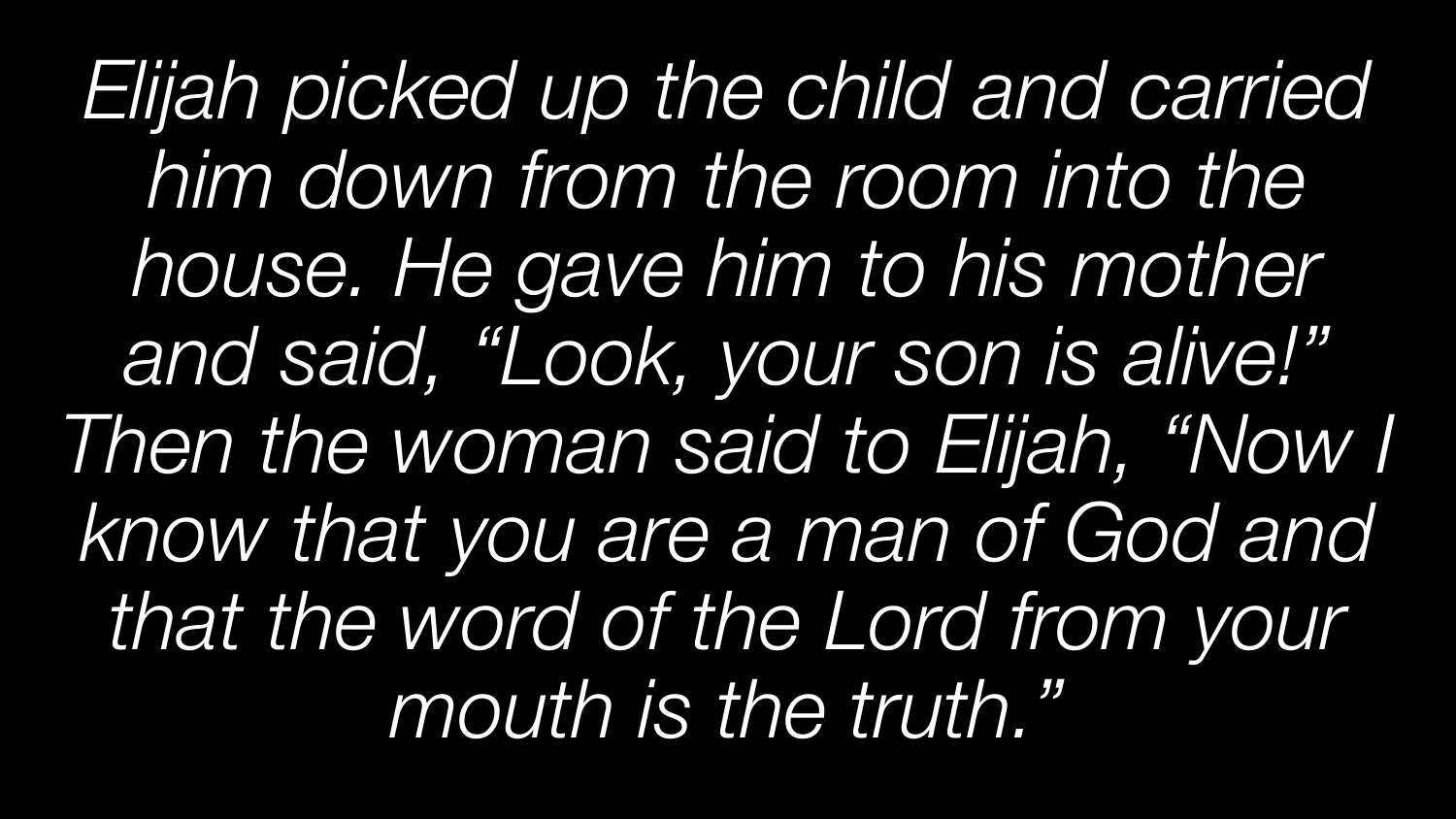*Elijah picked up the child and carried him down from the room into the house. He gave him to his mother and said, “Look, your son is alive!” Then the woman said to Elijah, “Now I know that you are a man of God and that the word of the Lord from your mouth is the truth.”*